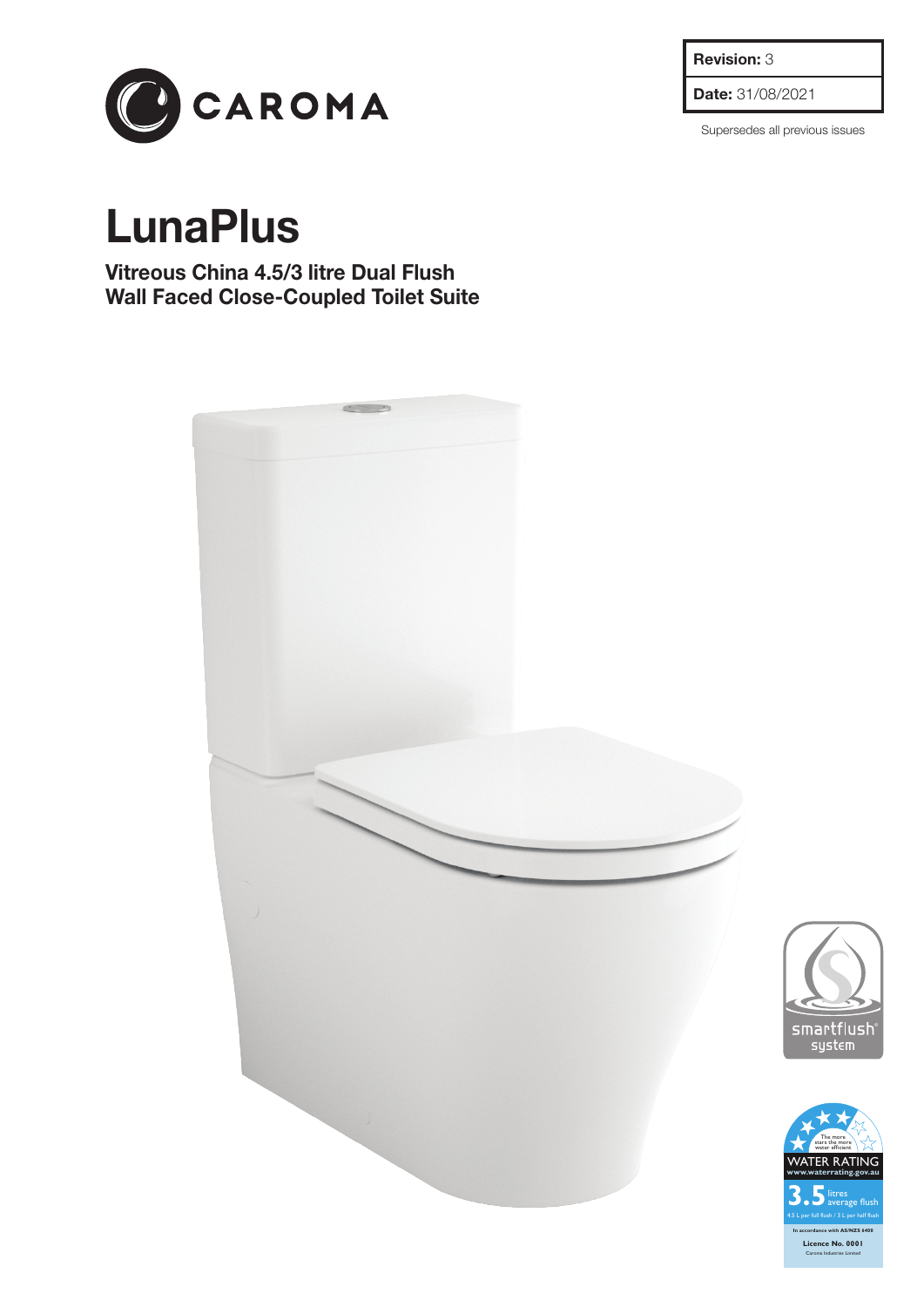CAROMA

| **Revision:** 3 |
| --- |
| **Date:** 31/08/2021 |

Supersedes all previous issues

# LunaPlus

## Vitreous China 4.5/3 litre Dual Flush Wall Faced Close-Coupled Toilet Suite

smartflush® system

WATER RATING
www.waterrating.gov.au
The more stars the more water efficient
3.5 litres average flush
4.5 L per full flush / 3 L per half flush
In accordance with AS/NZS 6400
Licence No. 0001
Caroma Industries Limited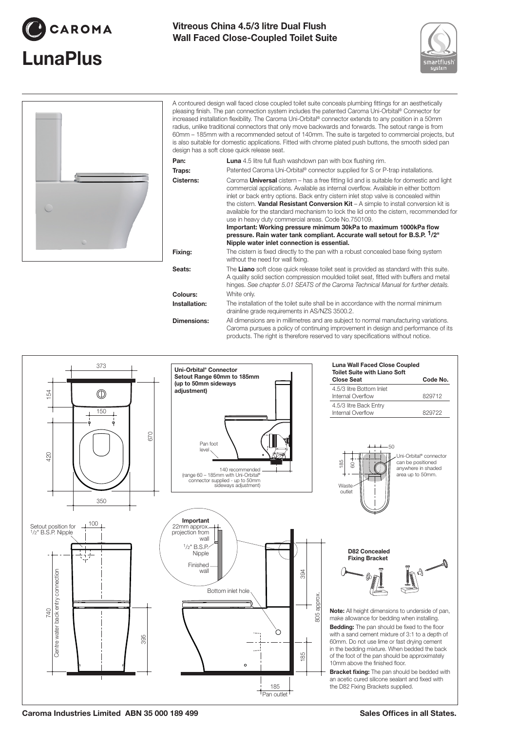# CAROMA

# LunaPlus

**Vitreous China 4.5/3 litre Dual Flush Wall Faced Close-Coupled Toilet Suite**

A contoured design wall faced close coupled toilet suite conceals plumbing fittings for an aesthetically pleasing finish. The pan connection system includes the patented Caroma Uni-Orbital® Connector for increased installation flexibility. The Caroma Uni-Orbital® connector extends to any position in a 50mm radius, unlike traditional connectors that only move backwards and forwards. The setout range is from 60mm – 185mm with a recommended setout of 140mm. The suite is targeted to commercial projects, but is also suitable for domestic applications. Fitted with chrome plated push buttons, the smooth sided pan design has a soft close quick release seat.

**Pan:** **Luna** 4.5 litre full flush washdown pan with box flushing rim.

**Traps:** Patented Caroma Uni-Orbital® connector supplied for S or P-trap installations.

**Cisterns:** Caroma **Universal** cistern – has a free fitting lid and is suitable for domestic and light commercial applications. Available as internal overflow. Available in either bottom inlet or back entry options. Back entry cistern inlet stop valve is concealed within the cistern. **Vandal Resistant Conversion Kit** – A simple to install conversion kit is available for the standard mechanism to lock the lid onto the cistern, recommended for use in heavy duty commercial areas. Code No.750109.
**Important: Working pressure minimum 30kPa to maximum 1000kPa flow pressure. Rain water tank compliant. Accurate wall setout for B.S.P. 1/2" Nipple water inlet connection is essential.**

**Fixing:** The cistern is fixed directly to the pan with a robust concealed base fixing system without the need for wall fixing.

**Seats:** The **Liano** soft close quick release toilet seat is provided as standard with this suite. A quality solid section compression moulded toilet seat, fitted with buffers and metal hinges. *See chapter 5.01 SEATS of the Caroma Technical Manual for further details.*

**Colours:** White only.

**Installation:** The installation of the toilet suite shall be in accordance with the normal minimum drainline grade requirements in AS/NZS 3500.2.

**Dimensions:** All dimensions are in millimetres and are subject to normal manufacturing variations. Caroma pursues a policy of continuing improvement in design and performance of its products. The right is therefore reserved to vary specifications without notice.

373
154
150
670
420
350

**Uni-Orbital® Connector Setout Range 60mm to 185mm (up to 50mm sideways adjustment)**

Pan foot level

140 recommended (range 60 – 185mm with Uni-Orbital® connector supplied - up to 50mm sideways adjustment)

| Luna Wall Faced Close Coupled Toilet Suite with Liano Soft Close Seat | Code No. |
|---|---|
| 4.5/3 litre Bottom Inlet Internal Overflow | 829712 |
| 4.5/3 litre Back Entry Internal Overflow | 829722 |

50
185
60
Uni-Orbital® connector can be positioned anywhere in shaded area up to 50mm.
Waste outlet

Setout position for 1/2" B.S.P. Nipple
100
740
Centre water back entry connection
395

**Important**
22mm approx. projection from wall
1/2" B.S.P. Nipple
Finished wall

Bottom inlet hole
394
805 approx.
185
185
Pan outlet

**D82 Concealed Fixing Bracket**

**Note:** All height dimensions to underside of pan, make allowance for bedding when installing.

**Bedding:** The pan should be fixed to the floor with a sand cement mixture of 3:1 to a depth of 60mm. Do not use lime or fast drying cement in the bedding mixture. When bedded the back of the foot of the pan should be approximately 10mm above the finished floor.

**Bracket fixing:** The pan should be bedded with an acetic cured silicone sealant and fixed with the D82 Fixing Brackets supplied.

Caroma Industries Limited ABN 35 000 189 499

Sales Offices in all States.